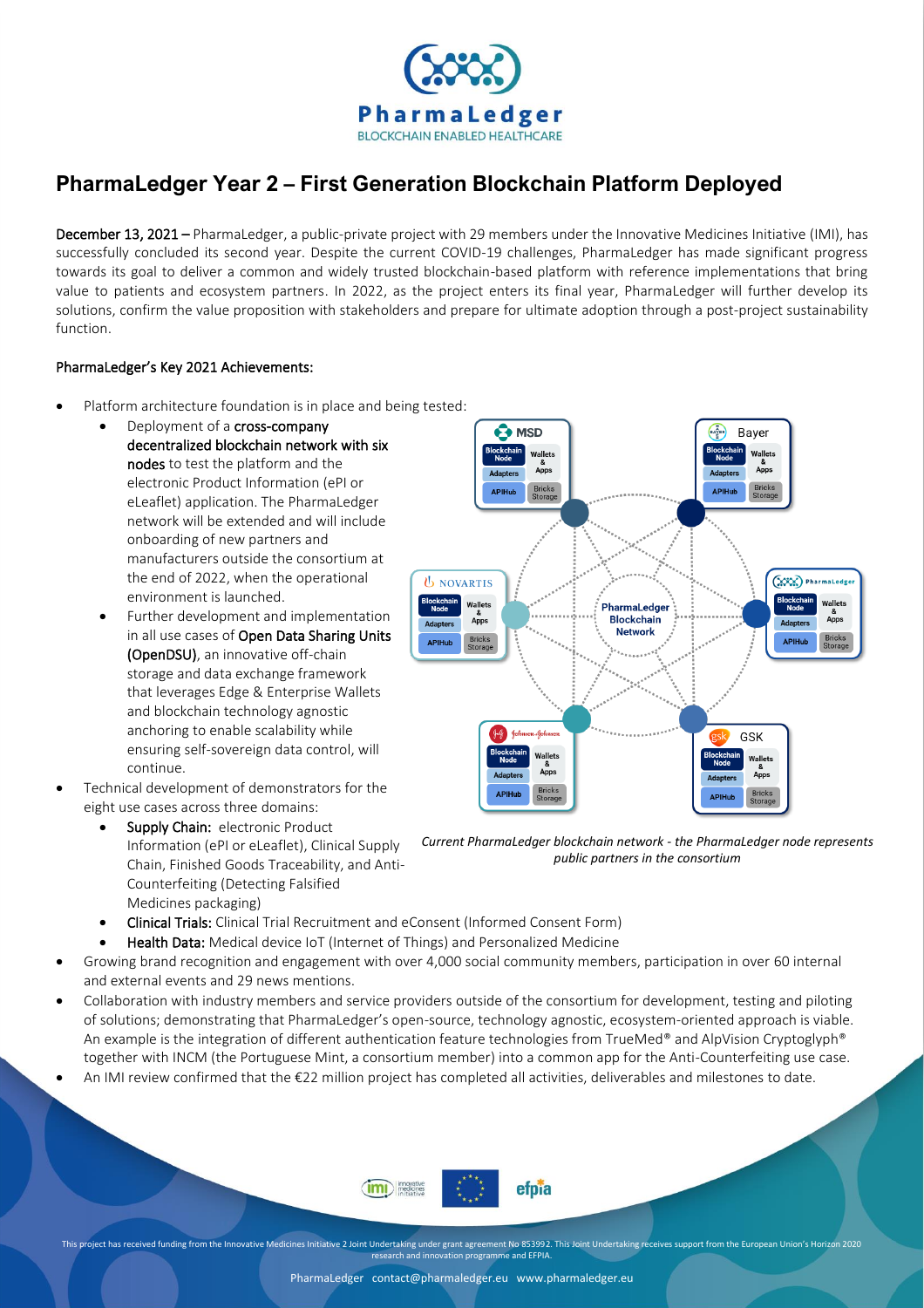# PharmaLedger Year 2 – First Generation Blockchain Platform Deployed

**December 13, 2021 –** PharmaLedger, a public-private project with 29 members under the Innovative Medicines Initiative (IMI), has successfully concluded its second year. Despite the current COVID-19 challenges, PharmaLedger has made significant progress towards its goal to deliver a common and widely trusted blockchain-based platform with reference implementations that bring value to patients and ecosystem partners. In 2022, as the project enters its final year, PharmaLedger will further develop its solutions, confirm the value proposition with stakeholders and prepare for ultimate adoption through a post-project sustainability function.

## PharmaLedger's Key 2021 Achievements:

- Platform architecture foundation is in place and being tested:
  - Deployment of a **cross-company decentralized blockchain network with six nodes** to test the platform and the electronic Product Information (ePI or eLeaflet) application. The PharmaLedger network will be extended and will include onboarding of new partners and manufacturers outside the consortium at the end of 2022, when the operational environment is launched.
  - Further development and implementation in all use cases of **Open Data Sharing Units (OpenDSU)**, an innovative off-chain storage and data exchange framework that leverages Edge & Enterprise Wallets and blockchain technology agnostic anchoring to enable scalability while ensuring self-sovereign data control, will continue.
- Technical development of demonstrators for the eight use cases across three domains:
  - **Supply Chain:** electronic Product Information (ePI or eLeaflet), Clinical Supply Chain, Finished Goods Traceability, and Anti-Counterfeiting (Detecting Falsified Medicines packaging)
  - **Clinical Trials:** Clinical Trial Recruitment and eConsent (Informed Consent Form)
  - **Health Data:** Medical device IoT (Internet of Things) and Personalized Medicine
- Growing brand recognition and engagement with over 4,000 social community members, participation in over 60 internal and external events and 29 news mentions.
- Collaboration with industry members and service providers outside of the consortium for development, testing and piloting of solutions; demonstrating that PharmaLedger's open-source, technology agnostic, ecosystem-oriented approach is viable. An example is the integration of different authentication feature technologies from TrueMed® and AlpVision Cryptoglyph® together with INCM (the Portuguese Mint, a consortium member) into a common app for the Anti-Counterfeiting use case.
- An IMI review confirmed that the €22 million project has completed all activities, deliverables and milestones to date.

*Current PharmaLedger blockchain network - the PharmaLedger node represents public partners in the consortium*

This project has received funding from the Innovative Medicines Initiative 2 Joint Undertaking under grant agreement No 853992. This Joint Undertaking receives support from the European Union's Horizon 2020 research and innovation programme and EFPIA.

PharmaLedger contact@pharmaledger.eu www.pharmaledger.eu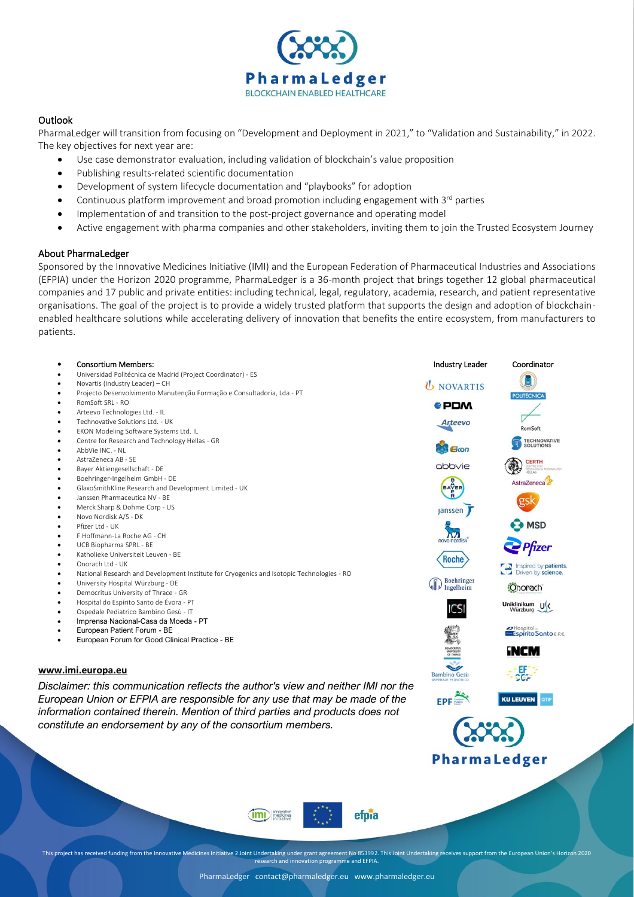## Outlook

PharmaLedger will transition from focusing on "Development and Deployment in 2021," to "Validation and Sustainability," in 2022. The key objectives for next year are:

- Use case demonstrator evaluation, including validation of blockchain's value proposition
- Publishing results-related scientific documentation
- Development of system lifecycle documentation and "playbooks" for adoption
- Continuous platform improvement and broad promotion including engagement with 3rd parties
- Implementation of and transition to the post-project governance and operating model
- Active engagement with pharma companies and other stakeholders, inviting them to join the Trusted Ecosystem Journey

## About PharmaLedger

Sponsored by the Innovative Medicines Initiative (IMI) and the European Federation of Pharmaceutical Industries and Associations (EFPIA) under the Horizon 2020 programme, PharmaLedger is a 36-month project that brings together 12 global pharmaceutical companies and 17 public and private entities: including technical, legal, regulatory, academia, research, and patient representative organisations. The goal of the project is to provide a widely trusted platform that supports the design and adoption of blockchain-enabled healthcare solutions while accelerating delivery of innovation that benefits the entire ecosystem, from manufacturers to patients.

- Consortium Members:
- Universidad Politécnica de Madrid (Project Coordinator) - ES
- Novartis (Industry Leader) – CH
- Projecto Desenvolvimento Manutenção Formação e Consultadoria, Lda - PT
- RomSoft SRL - RO
- Arteevo Technologies Ltd. - IL
- Technovative Solutions Ltd. - UK
- EKON Modeling Software Systems Ltd. IL
- Centre for Research and Technology Hellas - GR
- AbbVie INC. - NL
- AstraZeneca AB - SE
- Bayer Aktiengesellschaft - DE
- Boehringer-Ingelheim GmbH - DE
- GlaxoSmithKline Research and Development Limited - UK
- Janssen Pharmaceutica NV - BE
- Merck Sharp & Dohme Corp - US
- Novo Nordisk A/S - DK
- Pfizer Ltd - UK
- F.Hoffmann-La Roche AG - CH
- UCB Biopharma SPRL - BE
- Katholieke Universiteit Leuven - BE
- Onorach Ltd - UK
- National Research and Development Institute for Cryogenics and Isotopic Technologies - RO
- University Hospital Würzburg - DE
- Democritus University of Thrace - GR
- Hospital do Espírito Santo de Évora - PT
- Ospedale Pediatrico Bambino Gesù - IT
- Imprensa Nacional-Casa da Moeda - PT
- European Patient Forum - BE
- European Forum for Good Clinical Practice - BE

Industry Leader

Coordinator

**www.imi.europa.eu**

*Disclaimer: this communication reflects the author's view and neither IMI nor the European Union or EFPIA are responsible for any use that may be made of the information contained therein. Mention of third parties and products does not constitute an endorsement by any of the consortium members.*

This project has received funding from the Innovative Medicines Initiative 2 Joint Undertaking under grant agreement No 853992. This Joint Undertaking receives support from the European Union's Horizon 2020 research and innovation programme and EFPIA.

PharmaLedger contact@pharmaledger.eu www.pharmaledger.eu